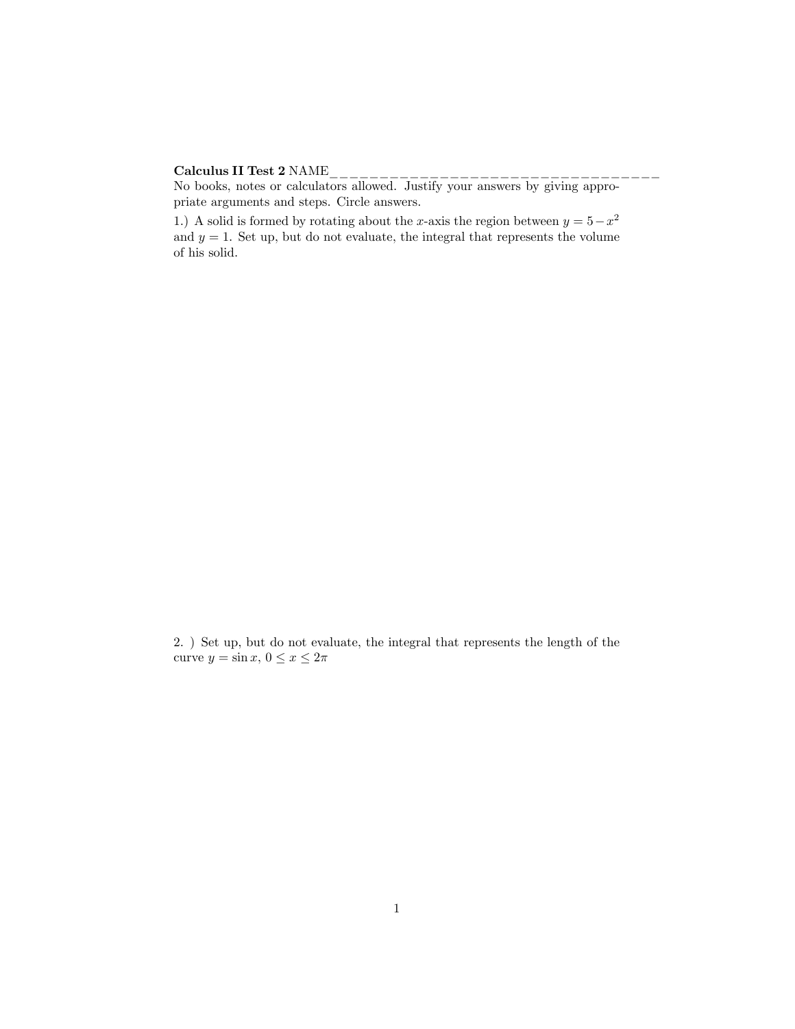**Calculus II Test 2** NAME___________________________________

No books, notes or calculators allowed. Justify your answers by giving appropriate arguments and steps. Circle answers.

1.) A solid is formed by rotating about the $x$-axis the region between $y = 5 - x^2$ and $y = 1$. Set up, but do not evaluate, the integral that represents the volume of his solid.

2. ) Set up, but do not evaluate, the integral that represents the length of the curve $y = \sin x$, $0 \leq x \leq 2\pi$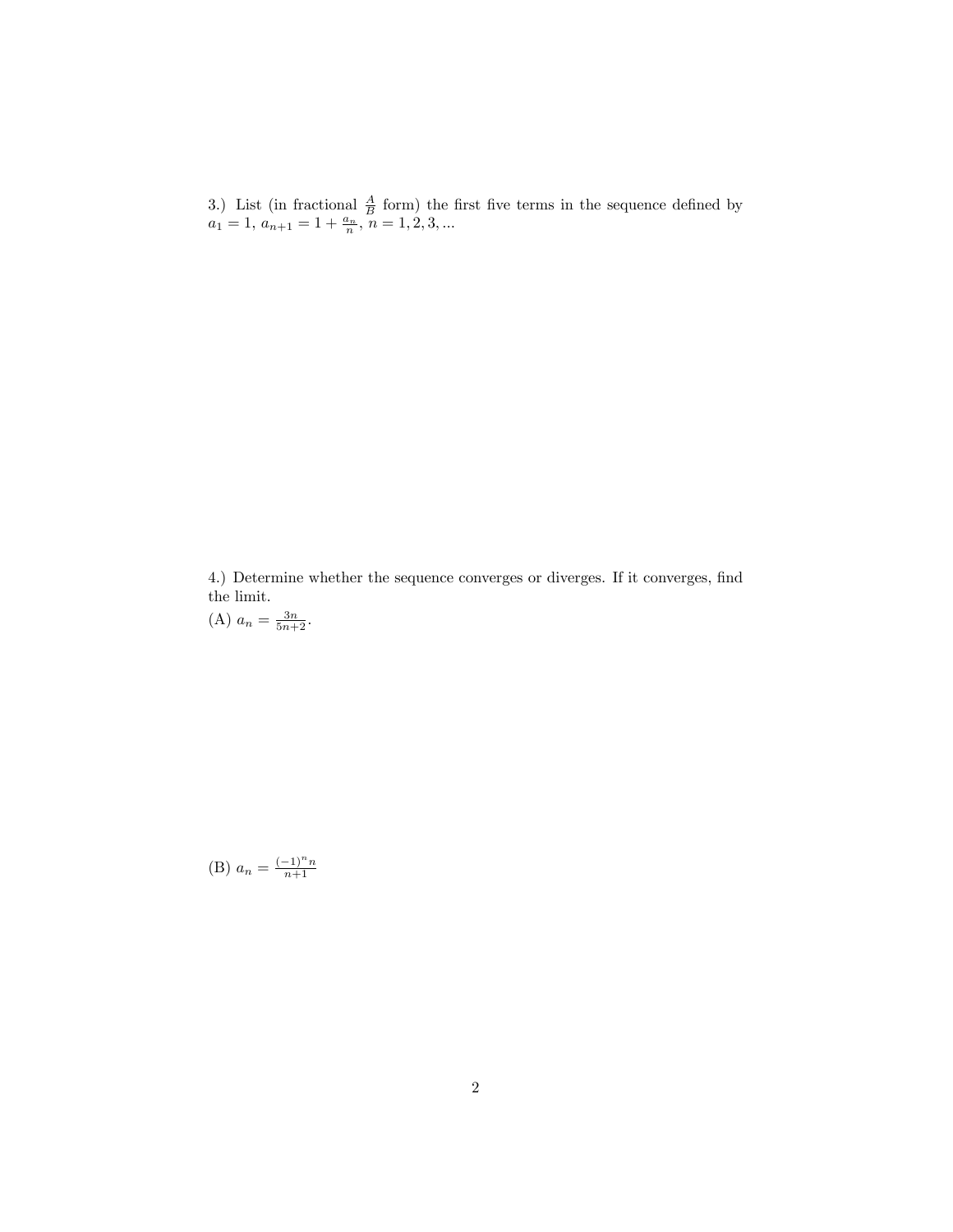3.) List (in fractional $\frac{A}{B}$ form) the first five terms in the sequence defined by $a_1 = 1$, $a_{n+1} = 1 + \frac{a_n}{n}$, $n = 1, 2, 3, ...$

4.) Determine whether the sequence converges or diverges. If it converges, find the limit.

(A) $a_n = \frac{3n}{5n+2}$.

(B) $a_n = \frac{(-1)^n n}{n+1}$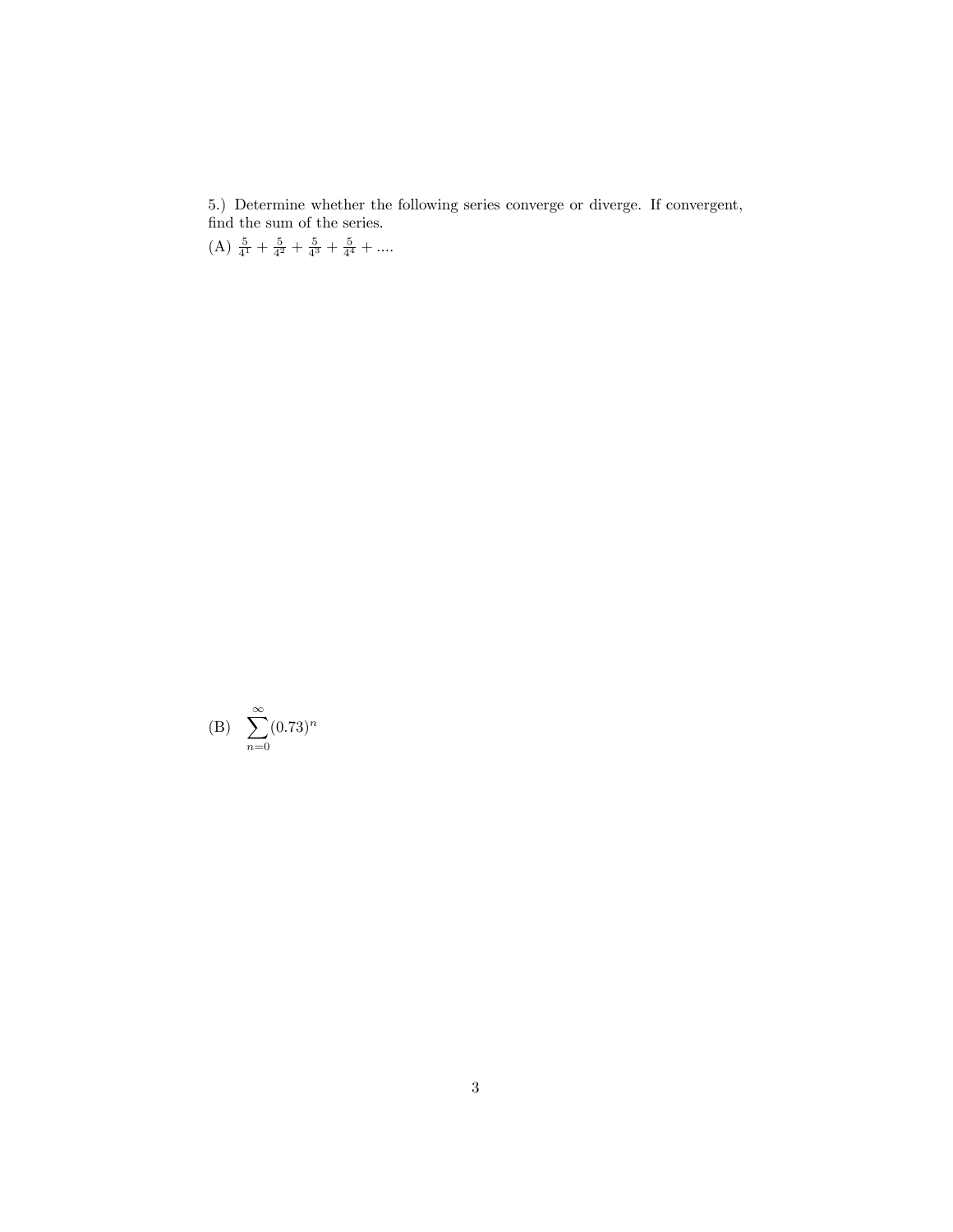5.) Determine whether the following series converge or diverge. If convergent, find the sum of the series.

(A) $\frac{5}{4^1} + \frac{5}{4^2} + \frac{5}{4^3} + \frac{5}{4^4} + ....$

(B) $\displaystyle\sum_{n=0}^{\infty} (0.73)^n$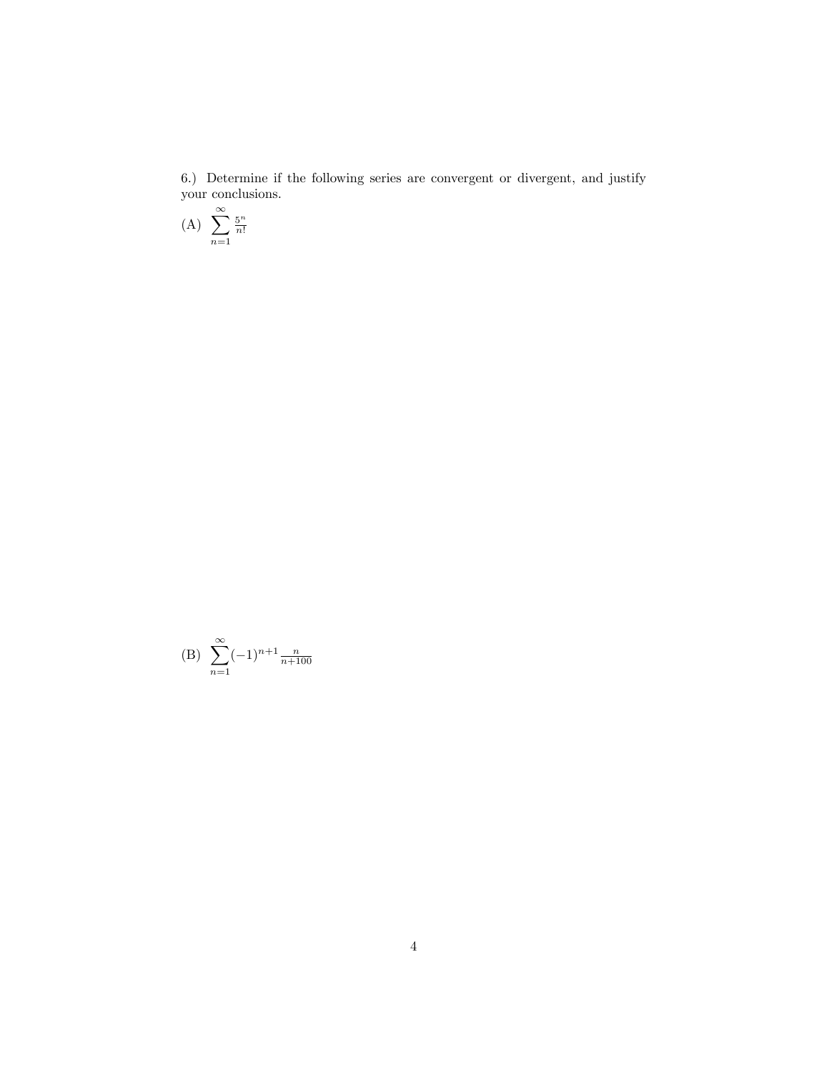6.) Determine if the following series are convergent or divergent, and justify your conclusions.

(A) $\sum_{n=1}^{\infty} \frac{5^n}{n!}$

(B) $\sum_{n=1}^{\infty} (-1)^{n+1} \frac{n}{n+100}$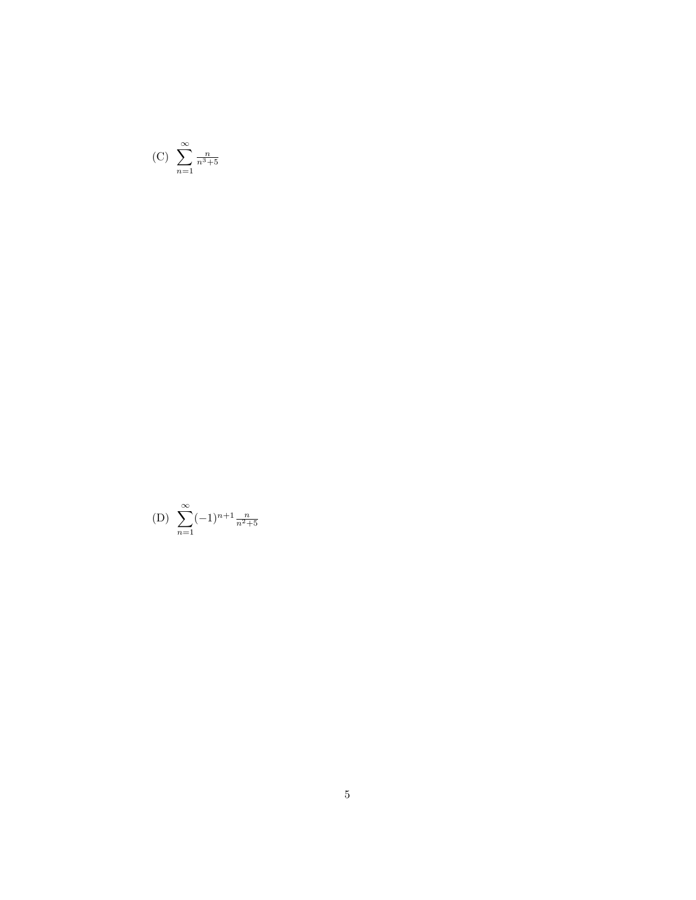(C) $\sum_{n=1}^{\infty} \frac{n}{n^3+5}$

(D) $\sum_{n=1}^{\infty} (-1)^{n+1} \frac{n}{n^2+5}$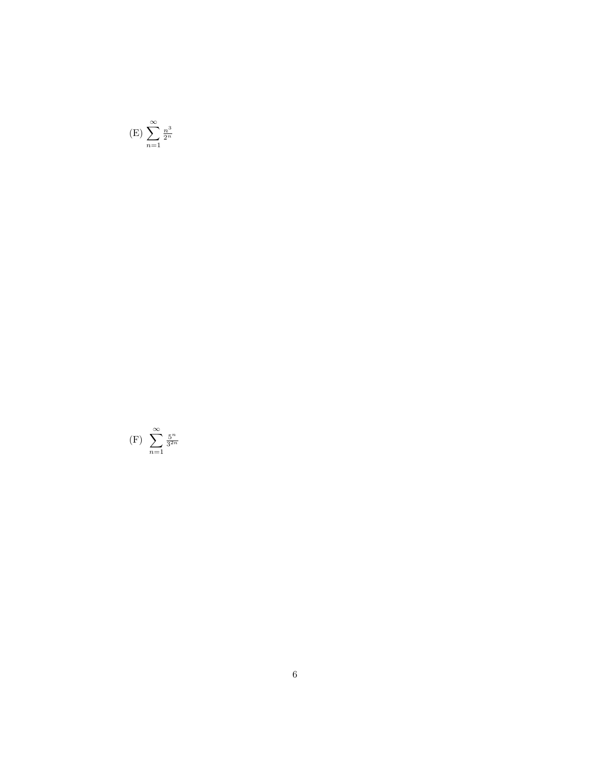(E) $\sum_{n=1}^{\infty} \frac{n^3}{2^n}$

(F) $\sum_{n=1}^{\infty} \frac{5^n}{3^{2n}}$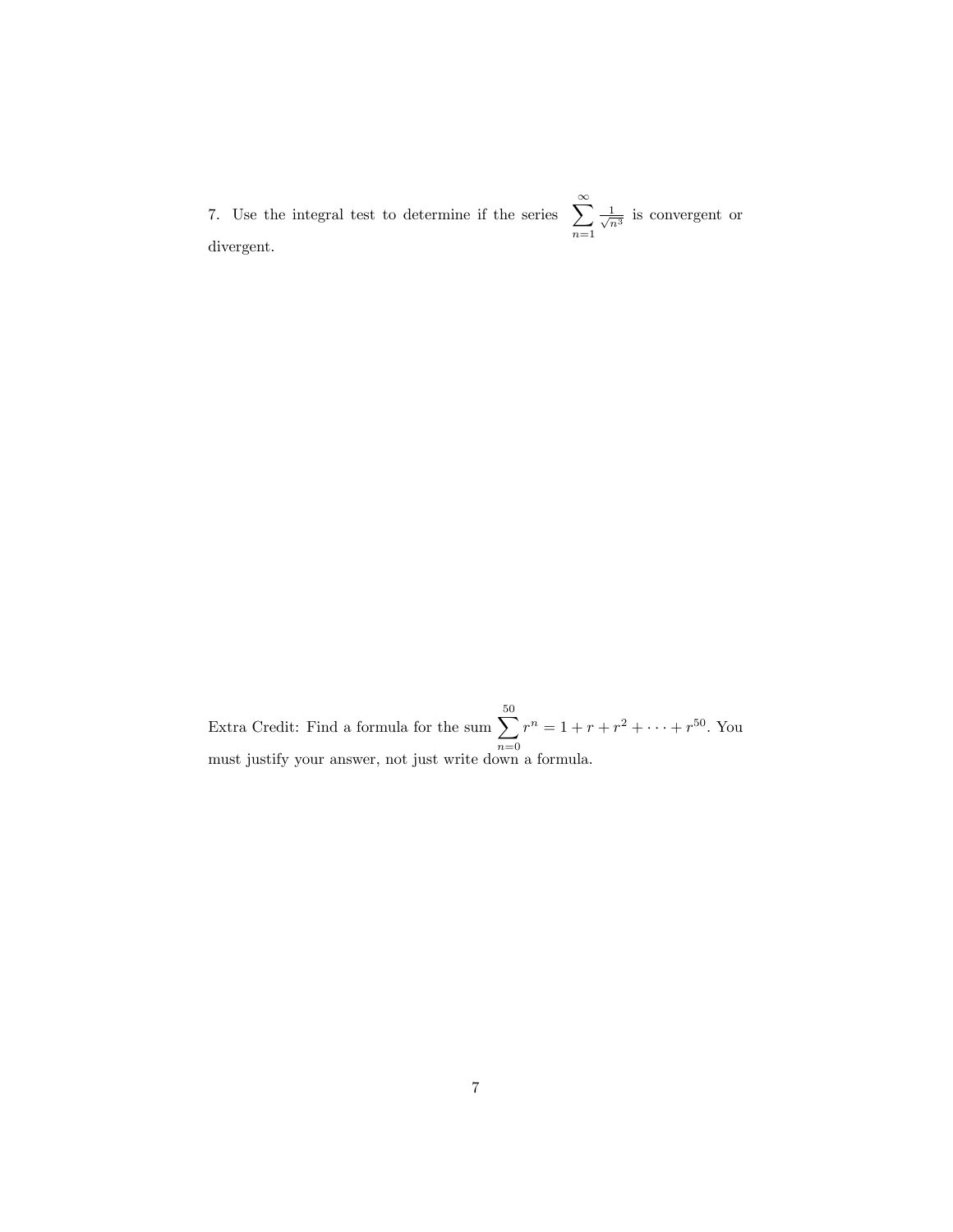7. Use the integral test to determine if the series $\sum_{n=1}^{\infty} \frac{1}{\sqrt{n^3}}$ is convergent or divergent.

Extra Credit: Find a formula for the sum $\sum_{n=0}^{50} r^n = 1 + r + r^2 + \cdots + r^{50}$. You must justify your answer, not just write down a formula.